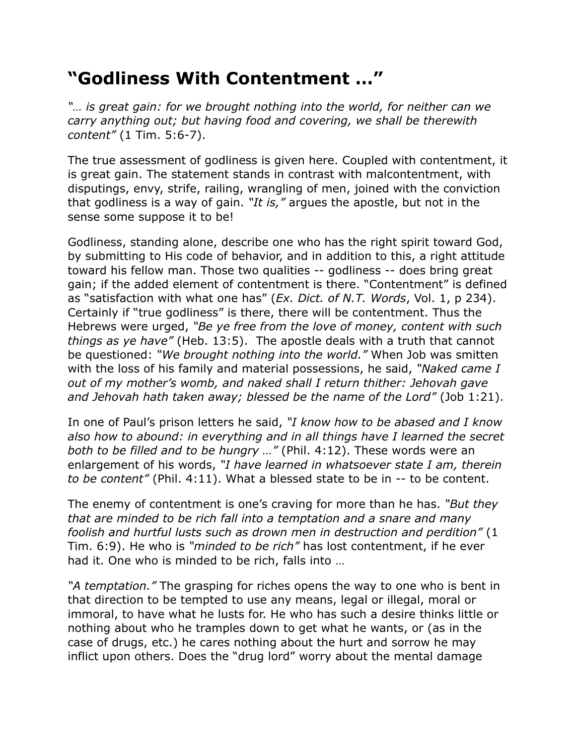# "Godliness With Contentment …"

*"… is great gain: for we brought nothing into the world, for neither can we carry anything out; but having food and covering, we shall be therewith content"* (1 Tim. 5:6-7).

The true assessment of godliness is given here. Coupled with contentment, it is great gain. The statement stands in contrast with malcontentment, with disputings, envy, strife, railing, wrangling of men, joined with the conviction that godliness is a way of gain. *"It is,"* argues the apostle, but not in the sense some suppose it to be!

Godliness, standing alone, describe one who has the right spirit toward God, by submitting to His code of behavior, and in addition to this, a right attitude toward his fellow man. Those two qualities -- godliness -- does bring great gain; if the added element of contentment is there. "Contentment" is defined as "satisfaction with what one has" (*Ex. Dict. of N.T. Words*, Vol. 1, p 234). Certainly if "true godliness" is there, there will be contentment. Thus the Hebrews were urged, *"Be ye free from the love of money, content with such things as ye have"* (Heb. 13:5). The apostle deals with a truth that cannot be questioned: *"We brought nothing into the world."* When Job was smitten with the loss of his family and material possessions, he said, *"Naked came I out of my mother's womb, and naked shall I return thither: Jehovah gave and Jehovah hath taken away; blessed be the name of the Lord"* (Job 1:21).

In one of Paul's prison letters he said, *"I know how to be abased and I know also how to abound: in everything and in all things have I learned the secret both to be filled and to be hungry …"* (Phil. 4:12). These words were an enlargement of his words, *"I have learned in whatsoever state I am, therein to be content"* (Phil. 4:11). What a blessed state to be in -- to be content.

The enemy of contentment is one's craving for more than he has. *"But they that are minded to be rich fall into a temptation and a snare and many foolish and hurtful lusts such as drown men in destruction and perdition"* (1 Tim. 6:9). He who is *"minded to be rich"* has lost contentment, if he ever had it. One who is minded to be rich, falls into …

*"A temptation."* The grasping for riches opens the way to one who is bent in that direction to be tempted to use any means, legal or illegal, moral or immoral, to have what he lusts for. He who has such a desire thinks little or nothing about who he tramples down to get what he wants, or (as in the case of drugs, etc.) he cares nothing about the hurt and sorrow he may inflict upon others. Does the "drug lord" worry about the mental damage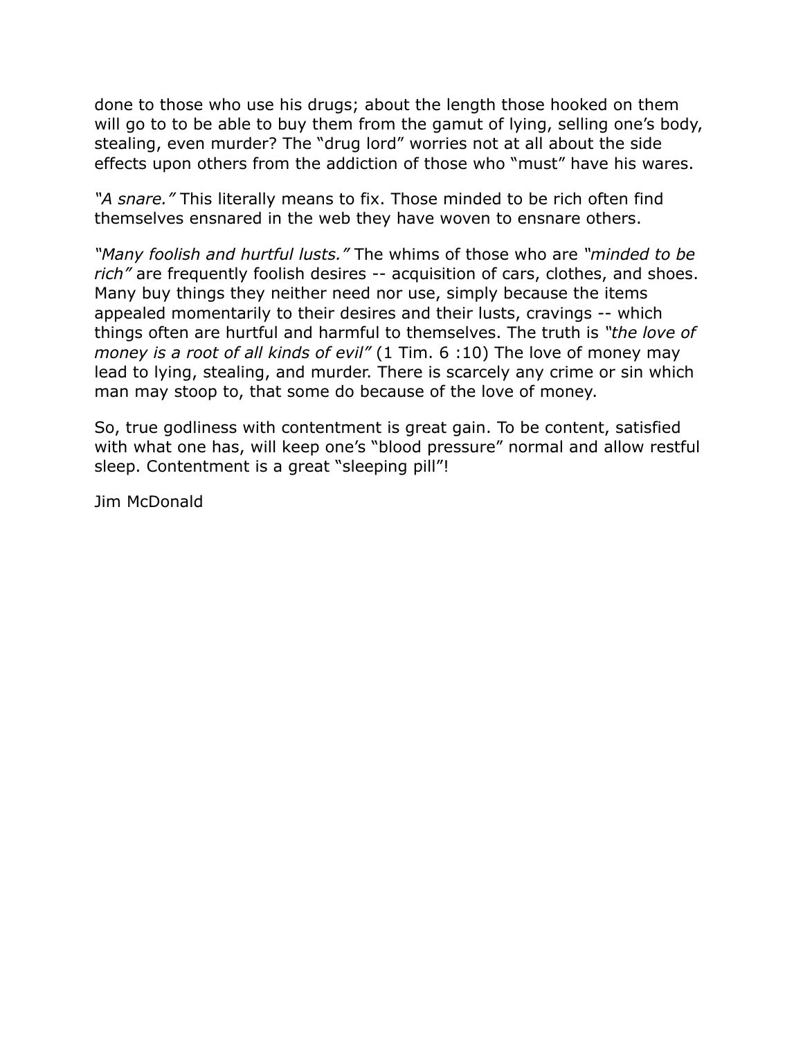done to those who use his drugs; about the length those hooked on them will go to to be able to buy them from the gamut of lying, selling one's body, stealing, even murder? The "drug lord" worries not at all about the side effects upon others from the addiction of those who "must" have his wares.

*"A snare."* This literally means to fix. Those minded to be rich often find themselves ensnared in the web they have woven to ensnare others.

*"Many foolish and hurtful lusts."* The whims of those who are *"minded to be rich"* are frequently foolish desires -- acquisition of cars, clothes, and shoes. Many buy things they neither need nor use, simply because the items appealed momentarily to their desires and their lusts, cravings -- which things often are hurtful and harmful to themselves. The truth is *"the love of money is a root of all kinds of evil"* (1 Tim. 6 :10) The love of money may lead to lying, stealing, and murder. There is scarcely any crime or sin which man may stoop to, that some do because of the love of money.

So, true godliness with contentment is great gain. To be content, satisfied with what one has, will keep one's "blood pressure" normal and allow restful sleep. Contentment is a great "sleeping pill"!

Jim McDonald